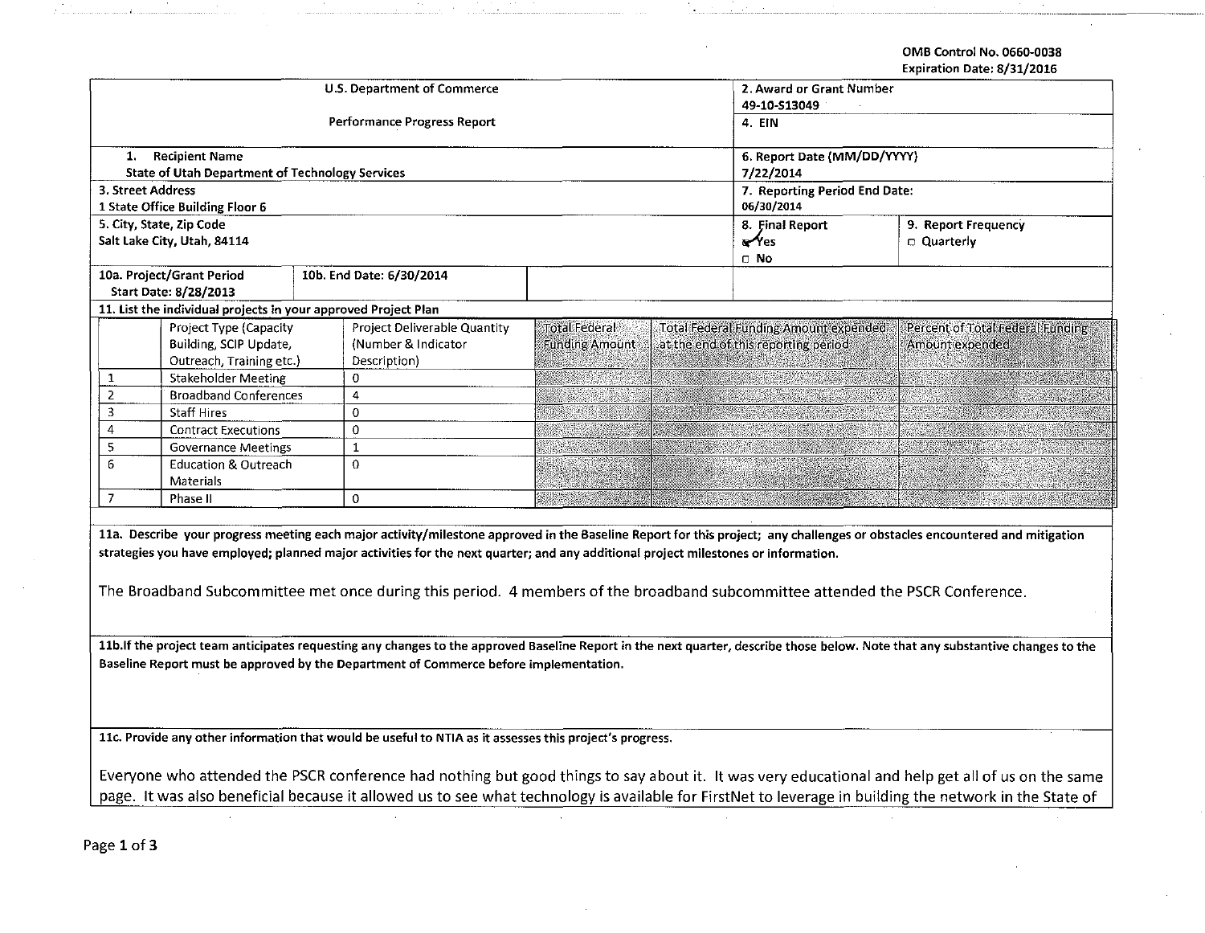OMB Control No. 0660-0038
Expiration Date: 8/31/2016

| U.S. Department of Commerce<br>Performance Progress Report | 2. Award or Grant Number<br>49-10-S13049 |
|---|---|
| | 4. EIN |
| 1. Recipient Name<br>State of Utah Department of Technology Services | 6. Report Date (MM/DD/YYYY)<br>7/22/2014 |
| 3. Street Address<br>1 State Office Building Floor 6 | 7. Reporting Period End Date:<br>06/30/2014 |
| 5. City, State, Zip Code<br>Salt Lake City, Utah, 84114 | 8. Final Report<br>☑ Yes<br>☐ No |
| | 9. Report Frequency<br>☐ Quarterly |
| 10a. Project/Grant Period<br>Start Date: 8/28/2013 | 10b. End Date: 6/30/2014 |

**11. List the individual projects in your approved Project Plan**

| | Project Type (Capacity Building, SCIP Update, Outreach, Training etc.) | Project Deliverable Quantity (Number & Indicator Description) | Total Federal Funding Amount | Total Federal Funding Amount expended at the end of this reporting period | Percent of Total Federal Funding Amount expended |
|---|---|---|---|---|---|
| 1 | Stakeholder Meeting | 0 | | | |
| 2 | Broadband Conferences | 4 | | | |
| 3 | Staff Hires | 0 | | | |
| 4 | Contract Executions | 0 | | | |
| 5 | Governance Meetings | 1 | | | |
| 6 | Education & Outreach Materials | 0 | | | |
| 7 | Phase II | 0 | | | |

**11a. Describe your progress meeting each major activity/milestone approved in the Baseline Report for this project; any challenges or obstacles encountered and mitigation strategies you have employed; planned major activities for the next quarter; and any additional project milestones or information.**

The Broadband Subcommittee met once during this period. 4 members of the broadband subcommittee attended the PSCR Conference.

**11b. If the project team anticipates requesting any changes to the approved Baseline Report in the next quarter, describe those below. Note that any substantive changes to the Baseline Report must be approved by the Department of Commerce before implementation.**

**11c. Provide any other information that would be useful to NTIA as it assesses this project's progress.**

Everyone who attended the PSCR conference had nothing but good things to say about it. It was very educational and help get all of us on the same page. It was also beneficial because it allowed us to see what technology is available for FirstNet to leverage in building the network in the State of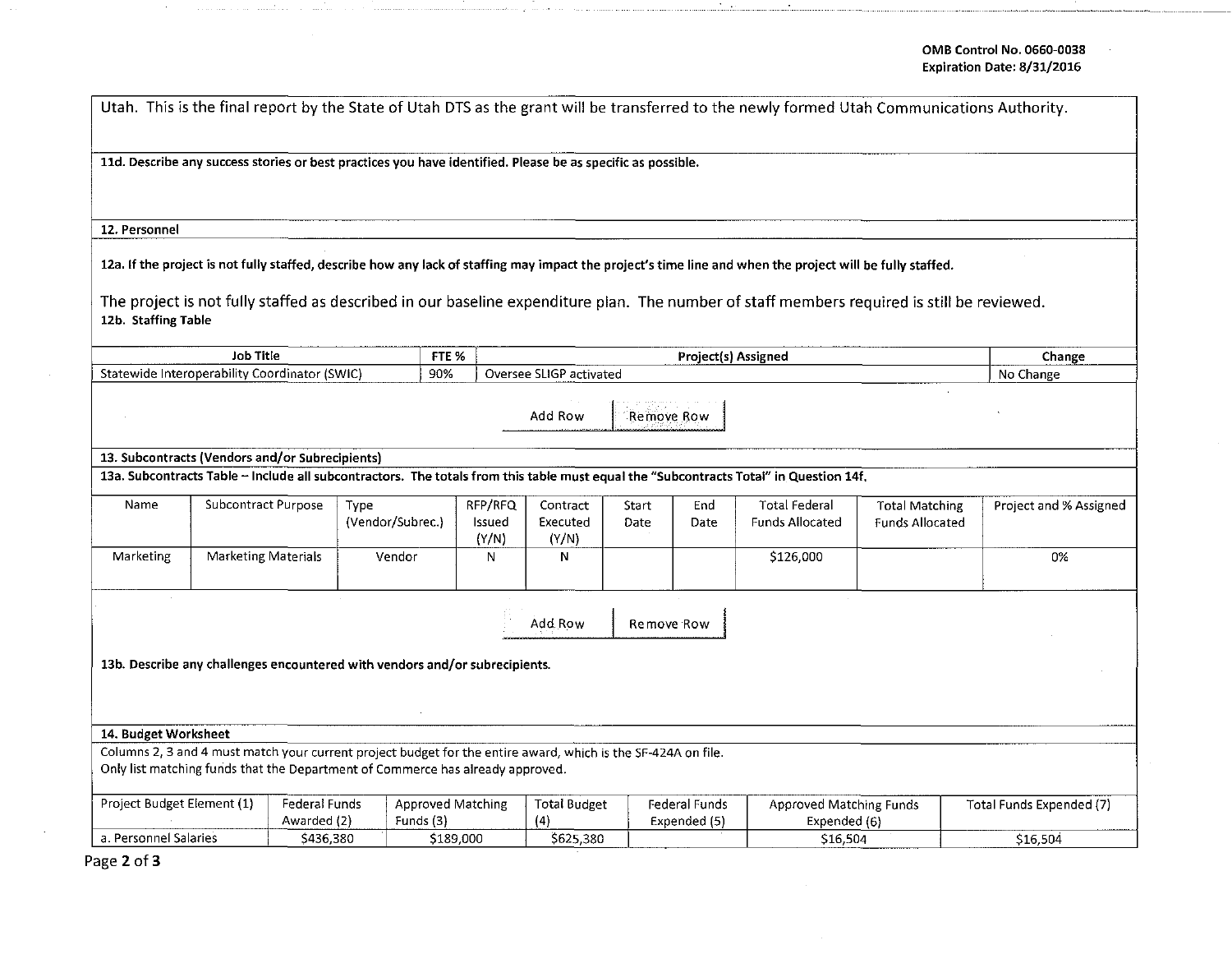Utah. This is the final report by the State of Utah DTS as the grant will be transferred to the newly formed Utah Communications Authority.

**11d. Describe any success stories or best practices you have identified. Please be as specific as possible.**

**12. Personnel**

**12a. If the project is not fully staffed, describe how any lack of staffing may impact the project's time line and when the project will be fully staffed.**

The project is not fully staffed as described in our baseline expenditure plan. The number of staff members required is still be reviewed.

**12b. Staffing Table**

| Job Title | FTE % | Project(s) Assigned | Change |
|---|---|---|---|
| Statewide Interoperability Coordinator (SWIC) | 90% | Oversee SLIGP activated | No Change |

Add Row | Remove Row

**13. Subcontracts (Vendors and/or Subrecipients)**

**13a. Subcontracts Table – Include all subcontractors. The totals from this table must equal the "Subcontracts Total" in Question 14f.**

| Name | Subcontract Purpose | Type (Vendor/Subrec.) | RFP/RFQ Issued (Y/N) | Contract Executed (Y/N) | Start Date | End Date | Total Federal Funds Allocated | Total Matching Funds Allocated | Project and % Assigned |
|---|---|---|---|---|---|---|---|---|---|
| Marketing | Marketing Materials | Vendor | N | N | | | $126,000 | | 0% |

Add Row | Remove Row

**13b. Describe any challenges encountered with vendors and/or subrecipients.**

**14. Budget Worksheet**

Columns 2, 3 and 4 must match your current project budget for the entire award, which is the SF-424A on file.
Only list matching funds that the Department of Commerce has already approved.

| Project Budget Element (1) | Federal Funds Awarded (2) | Approved Matching Funds (3) | Total Budget (4) | Federal Funds Expended (5) | Approved Matching Funds Expended (6) | Total Funds Expended (7) |
|---|---|---|---|---|---|---|
| a. Personnel Salaries | $436,380 | $189,000 | $625,380 | | $16,504 | $16,504 |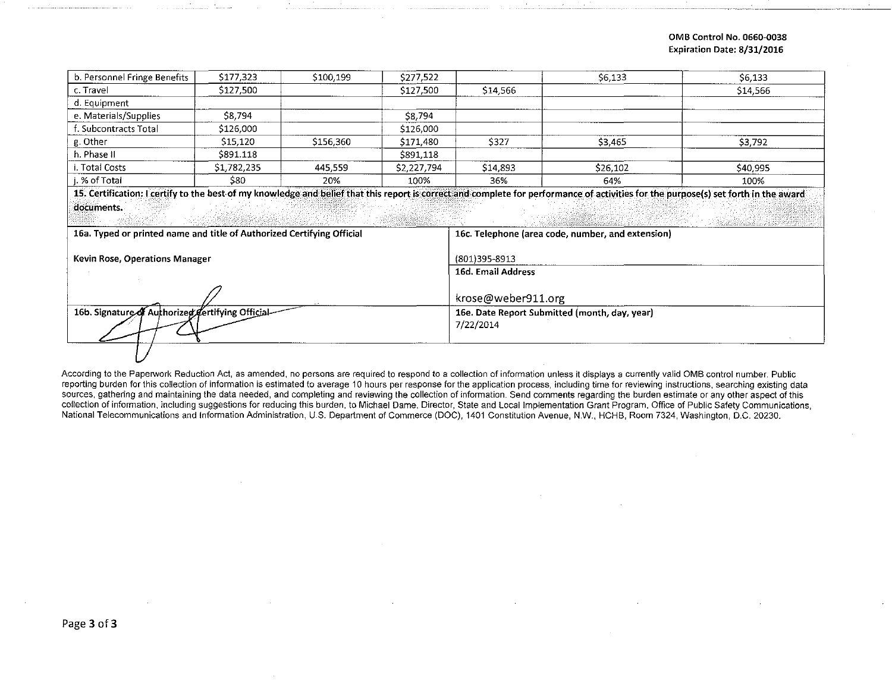OMB Control No. 0660-0038
Expiration Date: 8/31/2016

| | | | | | | |
|---|---|---|---|---|---|---|
| b. Personnel Fringe Benefits | \$177,323 | \$100,199 | \$277,522 | | \$6,133 | \$6,133 |
| c. Travel | \$127,500 | | \$127,500 | \$14,566 | | \$14,566 |
| d. Equipment | | | | | | |
| e. Materials/Supplies | \$8,794 | | \$8,794 | | | |
| f. Subcontracts Total | \$126,000 | | \$126,000 | | | |
| g. Other | \$15,120 | \$156,360 | \$171,480 | \$327 | \$3,465 | \$3,792 |
| h. Phase II | \$891.118 | | \$891,118 | | | |
| i. Total Costs | \$1,782,235 | 445,559 | \$2,227,794 | \$14,893 | \$26,102 | \$40,995 |
| j. % of Total | \$80 | 20% | 100% | 36% | 64% | 100% |

**15. Certification: I certify to the best of my knowledge and belief that this report is correct and complete for performance of activities for the purpose(s) set forth in the award documents.**

| | |
|---|---|
| **16a. Typed or printed name and title of Authorized Certifying Official**<br><br>**Kevin Rose, Operations Manager** | **16c. Telephone (area code, number, and extension)**<br><br>(801)395-8913 |
| | **16d. Email Address**<br><br>krose@weber911.org |
| **16b. Signature of Authorized Certifying Official** | **16e. Date Report Submitted (month, day, year)**<br>7/22/2014 |

According to the Paperwork Reduction Act, as amended, no persons are required to respond to a collection of information unless it displays a currently valid OMB control number. Public reporting burden for this collection of information is estimated to average 10 hours per response for the application process, including time for reviewing instructions, searching existing data sources, gathering and maintaining the data needed, and completing and reviewing the collection of information. Send comments regarding the burden estimate or any other aspect of this collection of information, including suggestions for reducing this burden, to Michael Dame, Director, State and Local Implementation Grant Program, Office of Public Safety Communications, National Telecommunications and Information Administration, U.S. Department of Commerce (DOC), 1401 Constitution Avenue, N.W., HCHB, Room 7324, Washington, D.C. 20230.